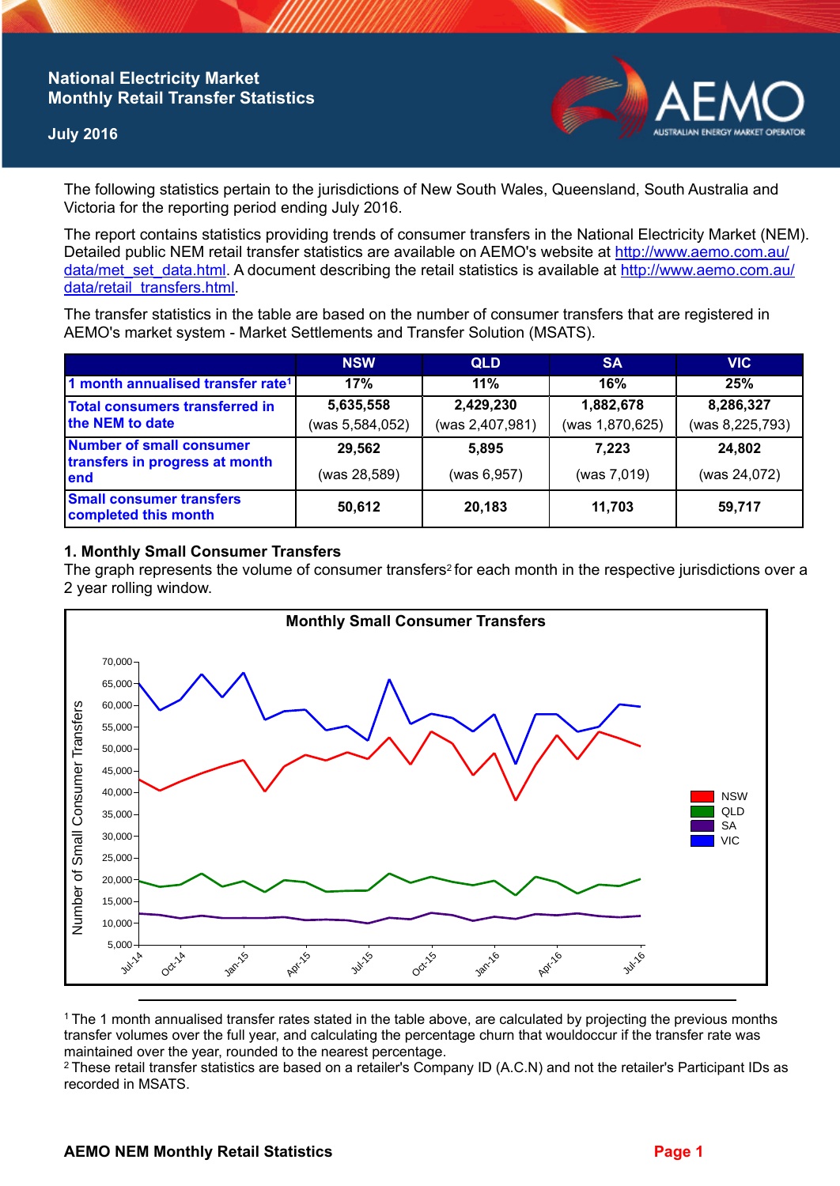# National Electricity Market Monthly Retail Transfer Statistics

July 2016

The following statistics pertain to the jurisdictions of New South Wales, Queensland, South Australia and Victoria for the reporting period ending July 2016.

The report contains statistics providing trends of consumer transfers in the National Electricity Market (NEM). Detailed public NEM retail transfer statistics are available on AEMO's website at http://www.aemo.com.au/data/met_set_data.html. A document describing the retail statistics is available at http://www.aemo.com.au/data/retail_transfers.html.

The transfer statistics in the table are based on the number of consumer transfers that are registered in AEMO's market system - Market Settlements and Transfer Solution (MSATS).

| | NSW | QLD | SA | VIC |
|---|---|---|---|---|
| 1 month annualised transfer rate[1] | 17% | 11% | 16% | 25% |
| Total consumers transferred in the NEM to date | 5,635,558 (was 5,584,052) | 2,429,230 (was 2,407,981) | 1,882,678 (was 1,870,625) | 8,286,327 (was 8,225,793) |
| Number of small consumer transfers in progress at month end | 29,562 (was 28,589) | 5,895 (was 6,957) | 7,223 (was 7,019) | 24,802 (was 24,072) |
| Small consumer transfers completed this month | 50,612 | 20,183 | 11,703 | 59,717 |

## 1. Monthly Small Consumer Transfers

The graph represents the volume of consumer transfers[2] for each month in the respective jurisdictions over a 2 year rolling window.

[1] The 1 month annualised transfer rates stated in the table above, are calculated by projecting the previous months transfer volumes over the full year, and calculating the percentage churn that wouldoccur if the transfer rate was maintained over the year, rounded to the nearest percentage.

[2] These retail transfer statistics are based on a retailer's Company ID (A.C.N) and not the retailer's Participant IDs as recorded in MSATS.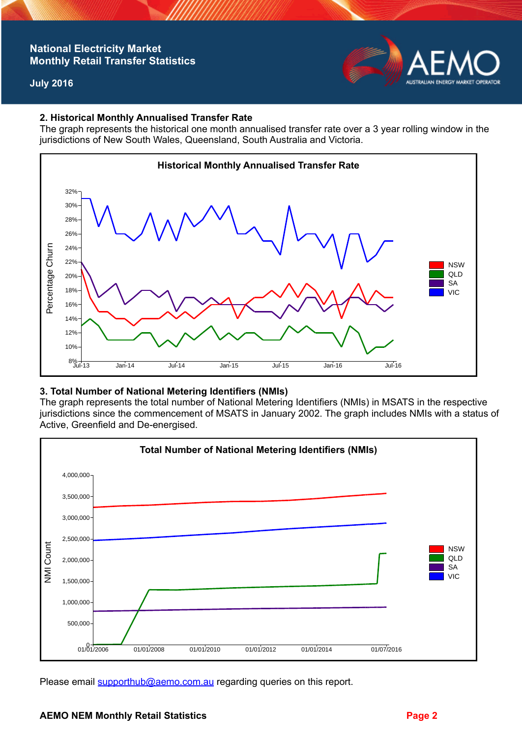## 2. Historical Monthly Annualised Transfer Rate

The graph represents the historical one month annualised transfer rate over a 3 year rolling window in the jurisdictions of New South Wales, Queensland, South Australia and Victoria.

**Historical Monthly Annualised Transfer Rate**

Percentage Churn

32%
30%
28%
26%
24%
22%
20%
18%
16%
14%
12%
10%
8%

Jul-13 Jan-14 Jul-14 Jan-15 Jul-15 Jan-16 Jul-16

NSW
QLD
SA
VIC

## 3. Total Number of National Metering Identifiers (NMIs)

The graph represents the total number of National Metering Identifiers (NMIs) in MSATS in the respective jurisdictions since the commencement of MSATS in January 2002. The graph includes NMIs with a status of Active, Greenfield and De-energised.

**Total Number of National Metering Identifiers (NMIs)**

NMI Count

4,000,000
3,500,000
3,000,000
2,500,000
2,000,000
1,500,000
1,000,000
500,000
0

01/01/2006 01/01/2008 01/01/2010 01/01/2012 01/01/2014 01/07/2016

NSW
QLD
SA
VIC

Please email supporthub@aemo.com.au regarding queries on this report.